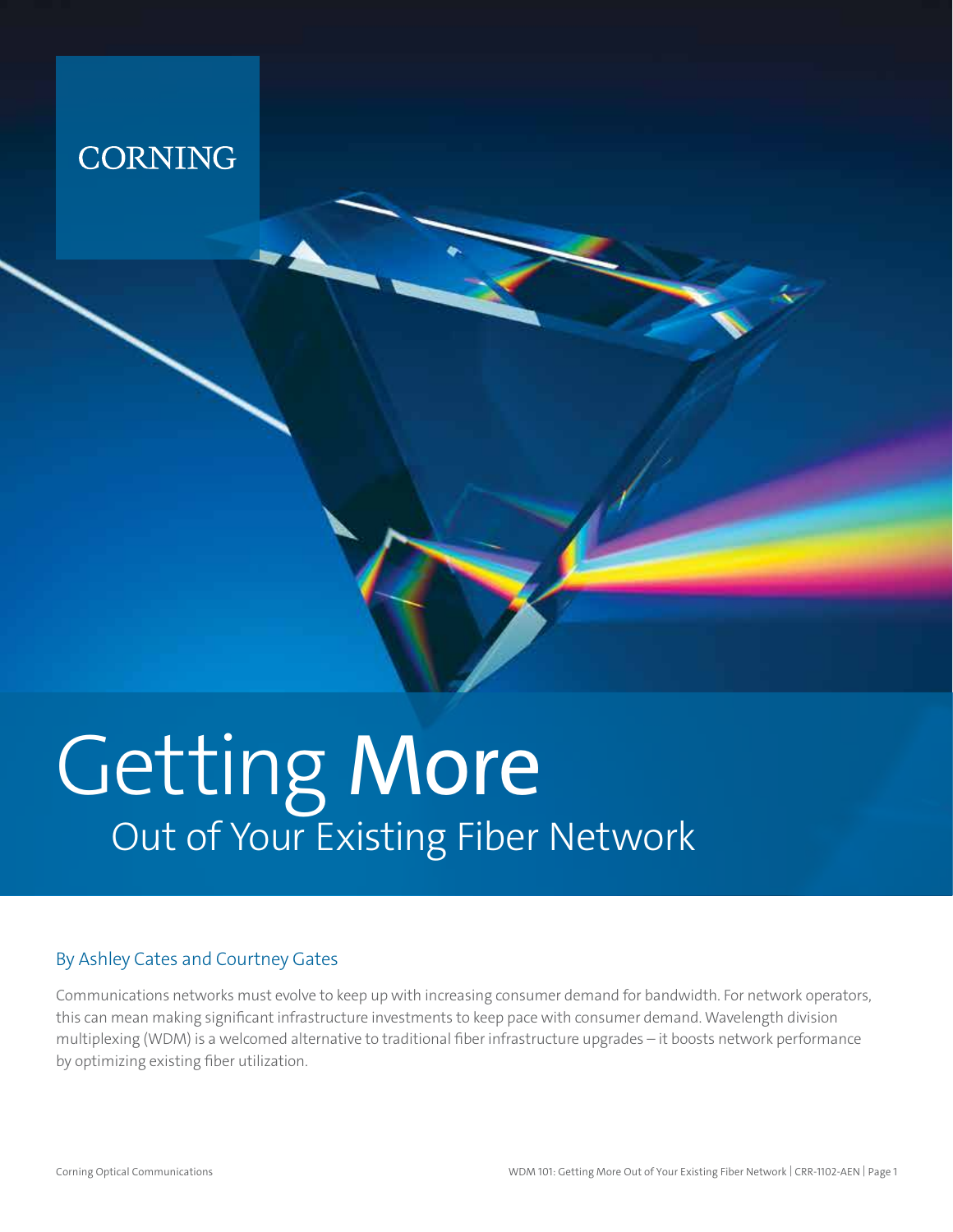CORNING

# Getting More

## Out of Your Existing Fiber Network

By Ashley Cates and Courtney Gates

Communications networks must evolve to keep up with increasing consumer demand for bandwidth. For network operators, this can mean making significant infrastructure investments to keep pace with consumer demand. Wavelength division multiplexing (WDM) is a welcomed alternative to traditional fiber infrastructure upgrades – it boosts network performance by optimizing existing fiber utilization.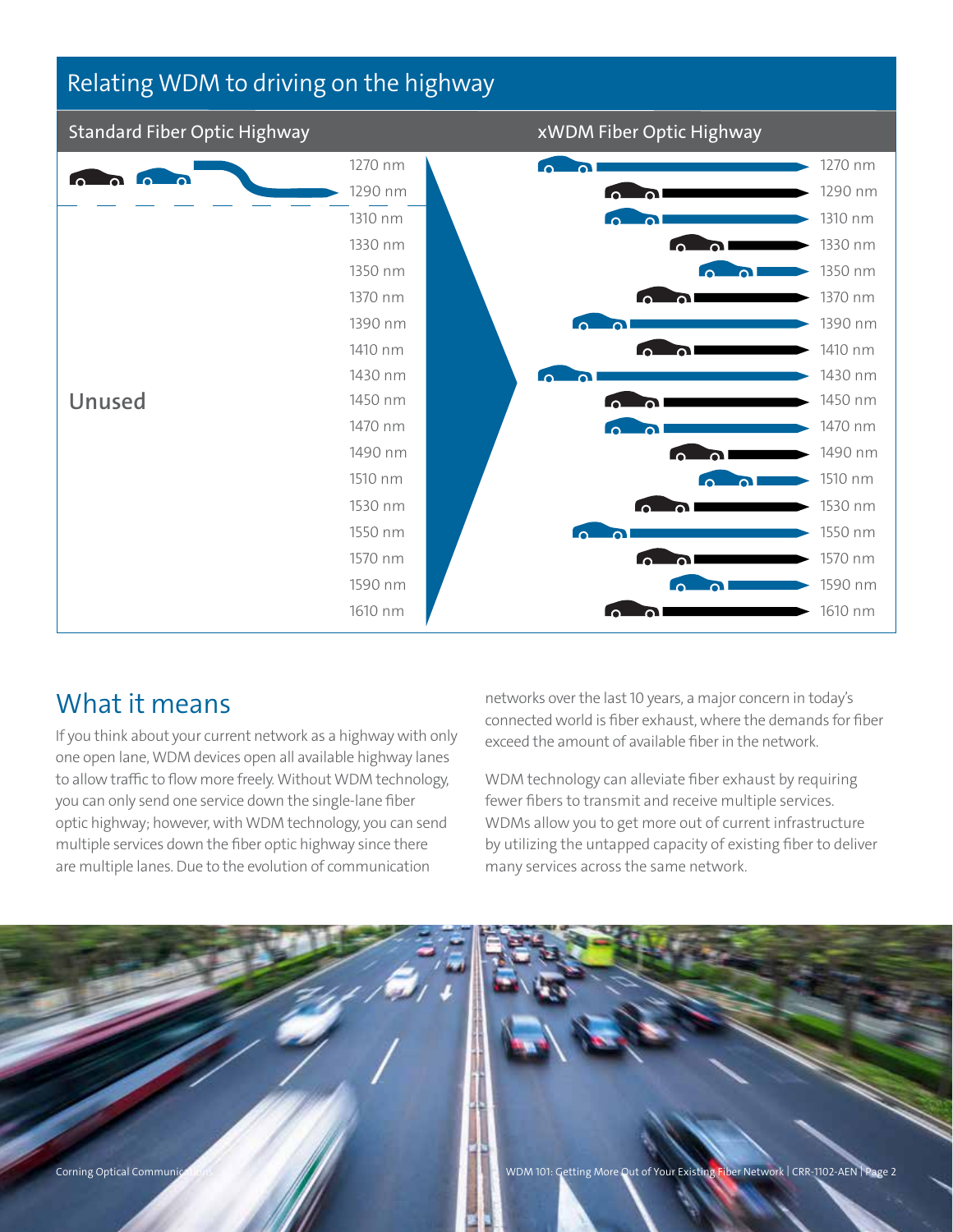## Relating WDM to driving on the highway

| Standard Fiber Optic Highway | | xWDM Fiber Optic Highway |
|---|---|---|
| | 1270 nm | 1270 nm |
| | 1290 nm | 1290 nm |
| Unused | 1310 nm | 1310 nm |
| | 1330 nm | 1330 nm |
| | 1350 nm | 1350 nm |
| | 1370 nm | 1370 nm |
| | 1390 nm | 1390 nm |
| | 1410 nm | 1410 nm |
| | 1430 nm | 1430 nm |
| | 1450 nm | 1450 nm |
| | 1470 nm | 1470 nm |
| | 1490 nm | 1490 nm |
| | 1510 nm | 1510 nm |
| | 1530 nm | 1530 nm |
| | 1550 nm | 1550 nm |
| | 1570 nm | 1570 nm |
| | 1590 nm | 1590 nm |
| | 1610 nm | 1610 nm |

## What it means

If you think about your current network as a highway with only one open lane, WDM devices open all available highway lanes to allow traffic to flow more freely. Without WDM technology, you can only send one service down the single-lane fiber optic highway; however, with WDM technology, you can send multiple services down the fiber optic highway since there are multiple lanes. Due to the evolution of communication networks over the last 10 years, a major concern in today's connected world is fiber exhaust, where the demands for fiber exceed the amount of available fiber in the network.

WDM technology can alleviate fiber exhaust by requiring fewer fibers to transmit and receive multiple services. WDMs allow you to get more out of current infrastructure by utilizing the untapped capacity of existing fiber to deliver many services across the same network.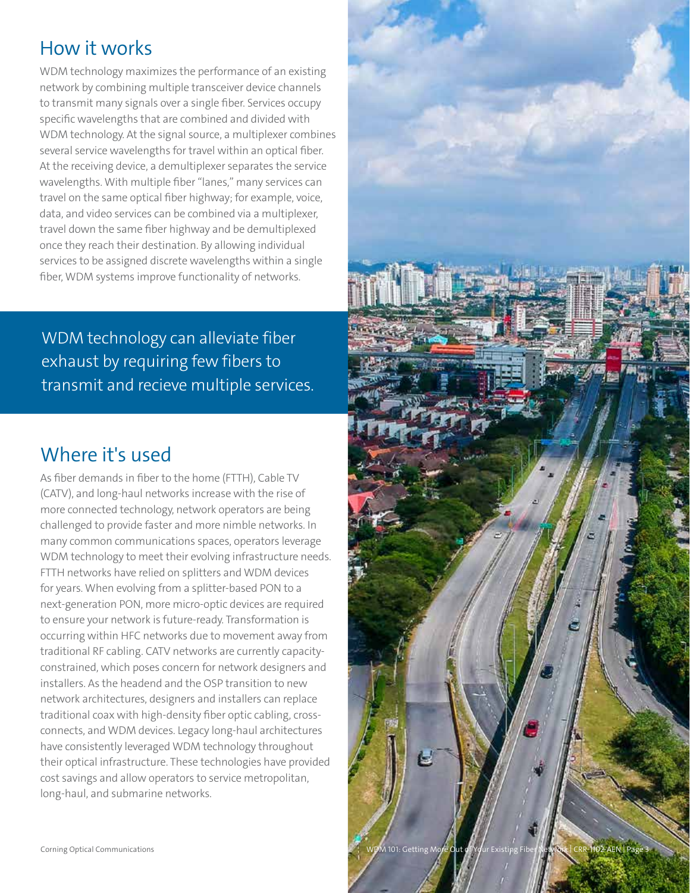## How it works

WDM technology maximizes the performance of an existing network by combining multiple transceiver device channels to transmit many signals over a single fiber. Services occupy specific wavelengths that are combined and divided with WDM technology. At the signal source, a multiplexer combines several service wavelengths for travel within an optical fiber. At the receiving device, a demultiplexer separates the service wavelengths. With multiple fiber "lanes," many services can travel on the same optical fiber highway; for example, voice, data, and video services can be combined via a multiplexer, travel down the same fiber highway and be demultiplexed once they reach their destination. By allowing individual services to be assigned discrete wavelengths within a single fiber, WDM systems improve functionality of networks.

WDM technology can alleviate fiber exhaust by requiring few fibers to transmit and recieve multiple services.

## Where it's used

As fiber demands in fiber to the home (FTTH), Cable TV (CATV), and long-haul networks increase with the rise of more connected technology, network operators are being challenged to provide faster and more nimble networks. In many common communications spaces, operators leverage WDM technology to meet their evolving infrastructure needs. FTTH networks have relied on splitters and WDM devices for years. When evolving from a splitter-based PON to a next-generation PON, more micro-optic devices are required to ensure your network is future-ready. Transformation is occurring within HFC networks due to movement away from traditional RF cabling. CATV networks are currently capacity-constrained, which poses concern for network designers and installers. As the headend and the OSP transition to new network architectures, designers and installers can replace traditional coax with high-density fiber optic cabling, cross-connects, and WDM devices. Legacy long-haul architectures have consistently leveraged WDM technology throughout their optical infrastructure. These technologies have provided cost savings and allow operators to service metropolitan, long-haul, and submarine networks.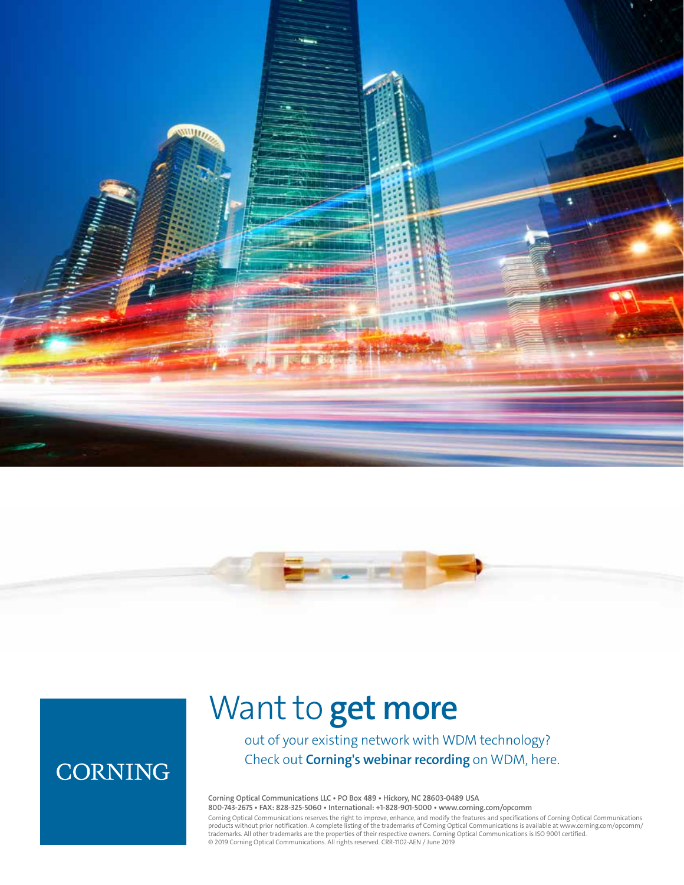CORNING

# Want to **get more**

out of your existing network with WDM technology?
Check out **Corning's webinar recording** on WDM, here.

**Corning Optical Communications LLC • PO Box 489 • Hickory, NC 28603-0489 USA**
**800-743-2675 • FAX: 828-325-5060 • International: +1-828-901-5000 • www.corning.com/opcomm**

Corning Optical Communications reserves the right to improve, enhance, and modify the features and specifications of Corning Optical Communications products without prior notification. A complete listing of the trademarks of Corning Optical Communications is available at www.corning.com/opcomm/trademarks. All other trademarks are the properties of their respective owners. Corning Optical Communications is ISO 9001 certified.
© 2019 Corning Optical Communications. All rights reserved. CRR-1102-AEN / June 2019